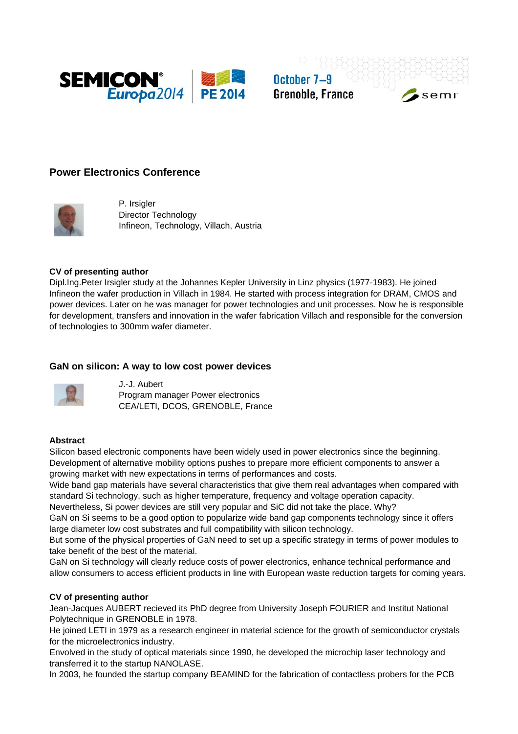## Power Electronics Conference

P. Irsigler
Director Technology
Infineon, Technology, Villach, Austria

**CV of presenting author**

Dipl.Ing.Peter Irsigler study at the Johannes Kepler University in Linz physics (1977-1983). He joined Infineon the wafer production in Villach in 1984. He started with process integration for DRAM, CMOS and power devices. Later on he was manager for power technologies and unit processes. Now he is responsible for development, transfers and innovation in the wafer fabrication Villach and responsible for the conversion of technologies to 300mm wafer diameter.

### GaN on silicon: A way to low cost power devices

J.-J. Aubert
Program manager Power electronics
CEA/LETI, DCOS, GRENOBLE, France

**Abstract**

Silicon based electronic components have been widely used in power electronics since the beginning. Development of alternative mobility options pushes to prepare more efficient components to answer a growing market with new expectations in terms of performances and costs.

Wide band gap materials have several characteristics that give them real advantages when compared with standard Si technology, such as higher temperature, frequency and voltage operation capacity.

Nevertheless, Si power devices are still very popular and SiC did not take the place. Why?

GaN on Si seems to be a good option to popularize wide band gap components technology since it offers large diameter low cost substrates and full compatibility with silicon technology.

But some of the physical properties of GaN need to set up a specific strategy in terms of power modules to take benefit of the best of the material.

GaN on Si technology will clearly reduce costs of power electronics, enhance technical performance and allow consumers to access efficient products in line with European waste reduction targets for coming years.

**CV of presenting author**

Jean-Jacques AUBERT recieved its PhD degree from University Joseph FOURIER and Institut National Polytechnique in GRENOBLE in 1978.

He joined LETI in 1979 as a research engineer in material science for the growth of semiconductor crystals for the microelectronics industry.

Envolved in the study of optical materials since 1990, he developed the microchip laser technology and transferred it to the startup NANOLASE.

In 2003, he founded the startup company BEAMIND for the fabrication of contactless probers for the PCB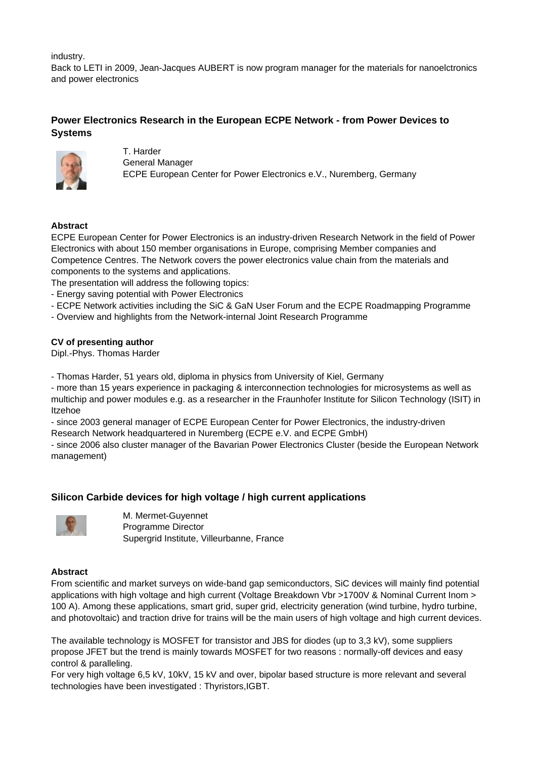industry.
Back to LETI in 2009, Jean-Jacques AUBERT is now program manager for the materials for nanoelctronics and power electronics

## Power Electronics Research in the European ECPE Network - from Power Devices to Systems

T. Harder
General Manager
ECPE European Center for Power Electronics e.V., Nuremberg, Germany

**Abstract**

ECPE European Center for Power Electronics is an industry-driven Research Network in the field of Power Electronics with about 150 member organisations in Europe, comprising Member companies and Competence Centres. The Network covers the power electronics value chain from the materials and components to the systems and applications.
The presentation will address the following topics:

- Energy saving potential with Power Electronics
- ECPE Network activities including the SiC & GaN User Forum and the ECPE Roadmapping Programme
- Overview and highlights from the Network-internal Joint Research Programme

**CV of presenting author**

Dipl.-Phys. Thomas Harder

- Thomas Harder, 51 years old, diploma in physics from University of Kiel, Germany
- more than 15 years experience in packaging & interconnection technologies for microsystems as well as multichip and power modules e.g. as a researcher in the Fraunhofer Institute for Silicon Technology (ISIT) in Itzehoe
- since 2003 general manager of ECPE European Center for Power Electronics, the industry-driven Research Network headquartered in Nuremberg (ECPE e.V. and ECPE GmbH)
- since 2006 also cluster manager of the Bavarian Power Electronics Cluster (beside the European Network management)

## Silicon Carbide devices for high voltage / high current applications

M. Mermet-Guyennet
Programme Director
Supergrid Institute, Villeurbanne, France

**Abstract**

From scientific and market surveys on wide-band gap semiconductors, SiC devices will mainly find potential applications with high voltage and high current (Voltage Breakdown Vbr >1700V & Nominal Current Inom > 100 A). Among these applications, smart grid, super grid, electricity generation (wind turbine, hydro turbine, and photovoltaic) and traction drive for trains will be the main users of high voltage and high current devices.

The available technology is MOSFET for transistor and JBS for diodes (up to 3,3 kV), some suppliers propose JFET but the trend is mainly towards MOSFET for two reasons : normally-off devices and easy control & paralleling.
For very high voltage 6,5 kV, 10kV, 15 kV and over, bipolar based structure is more relevant and several technologies have been investigated : Thyristors,IGBT.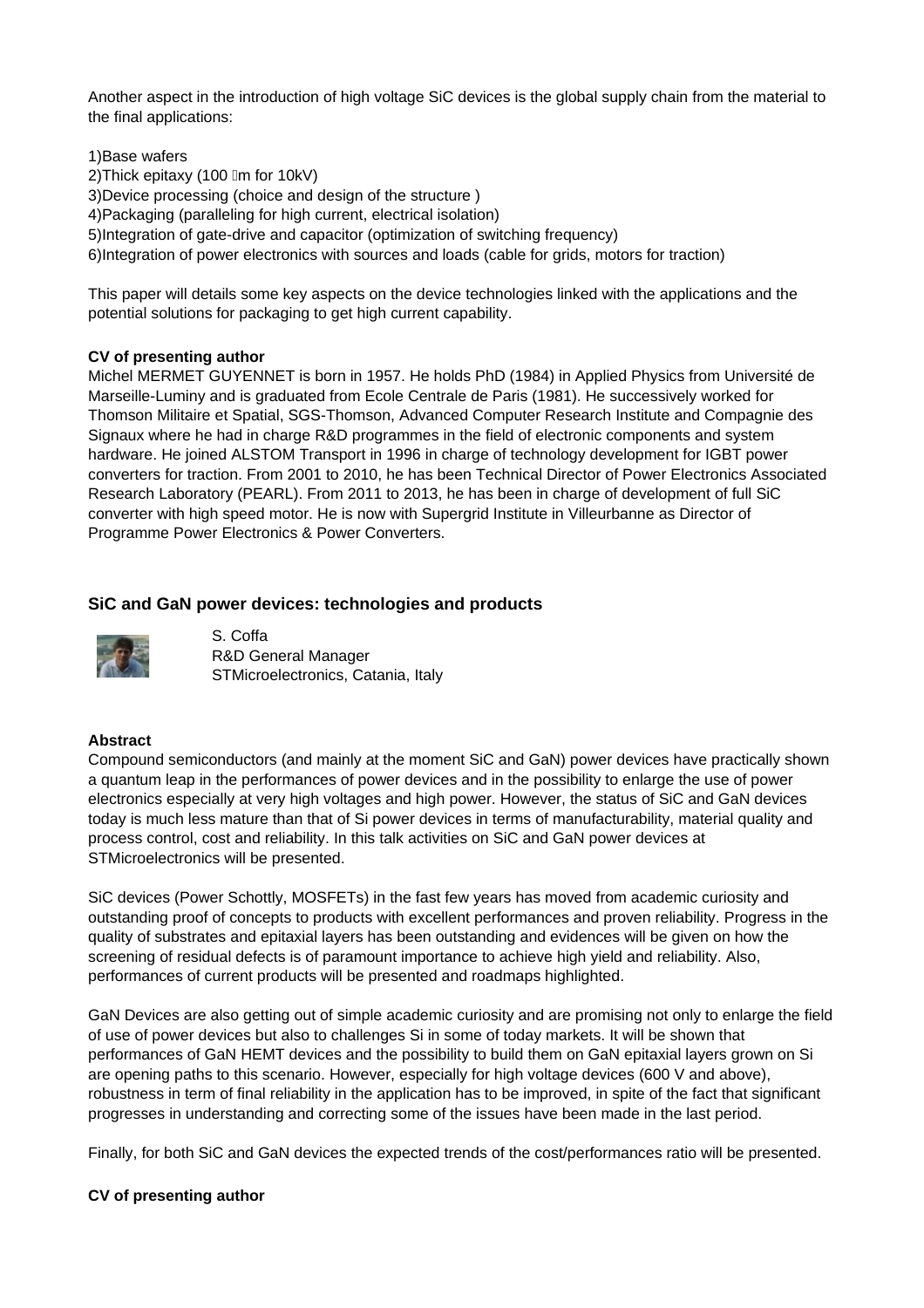Another aspect in the introduction of high voltage SiC devices is the global supply chain from the material to the final applications:

1)Base wafers
2)Thick epitaxy (100 µm for 10kV)
3)Device processing (choice and design of the structure )
4)Packaging (paralleling for high current, electrical isolation)
5)Integration of gate-drive and capacitor (optimization of switching frequency)
6)Integration of power electronics with sources and loads (cable for grids, motors for traction)

This paper will details some key aspects on the device technologies linked with the applications and the potential solutions for packaging to get high current capability.

**CV of presenting author**

Michel MERMET GUYENNET is born in 1957. He holds PhD (1984) in Applied Physics from Université de Marseille-Luminy and is graduated from Ecole Centrale de Paris (1981). He successively worked for Thomson Militaire et Spatial, SGS-Thomson, Advanced Computer Research Institute and Compagnie des Signaux where he had in charge R&D programmes in the field of electronic components and system hardware. He joined ALSTOM Transport in 1996 in charge of technology development for IGBT power converters for traction. From 2001 to 2010, he has been Technical Director of Power Electronics Associated Research Laboratory (PEARL). From 2011 to 2013, he has been in charge of development of full SiC converter with high speed motor. He is now with Supergrid Institute in Villeurbanne as Director of Programme Power Electronics & Power Converters.

## SiC and GaN power devices: technologies and products

S. Coffa
R&D General Manager
STMicroelectronics, Catania, Italy

**Abstract**

Compound semiconductors (and mainly at the moment SiC and GaN) power devices have practically shown a quantum leap in the performances of power devices and in the possibility to enlarge the use of power electronics especially at very high voltages and high power. However, the status of SiC and GaN devices today is much less mature than that of Si power devices in terms of manufacturability, material quality and process control, cost and reliability. In this talk activities on SiC and GaN power devices at STMicroelectronics will be presented.

SiC devices (Power Schottky, MOSFETs) in the fast few years has moved from academic curiosity and outstanding proof of concepts to products with excellent performances and proven reliability. Progress in the quality of substrates and epitaxial layers has been outstanding and evidences will be given on how the screening of residual defects is of paramount importance to achieve high yield and reliability. Also, performances of current products will be presented and roadmaps highlighted.

GaN Devices are also getting out of simple academic curiosity and are promising not only to enlarge the field of use of power devices but also to challenges Si in some of today markets. It will be shown that performances of GaN HEMT devices and the possibility to build them on GaN epitaxial layers grown on Si are opening paths to this scenario. However, especially for high voltage devices (600 V and above), robustness in term of final reliability in the application has to be improved, in spite of the fact that significant progresses in understanding and correcting some of the issues have been made in the last period.

Finally, for both SiC and GaN devices the expected trends of the cost/performances ratio will be presented.

**CV of presenting author**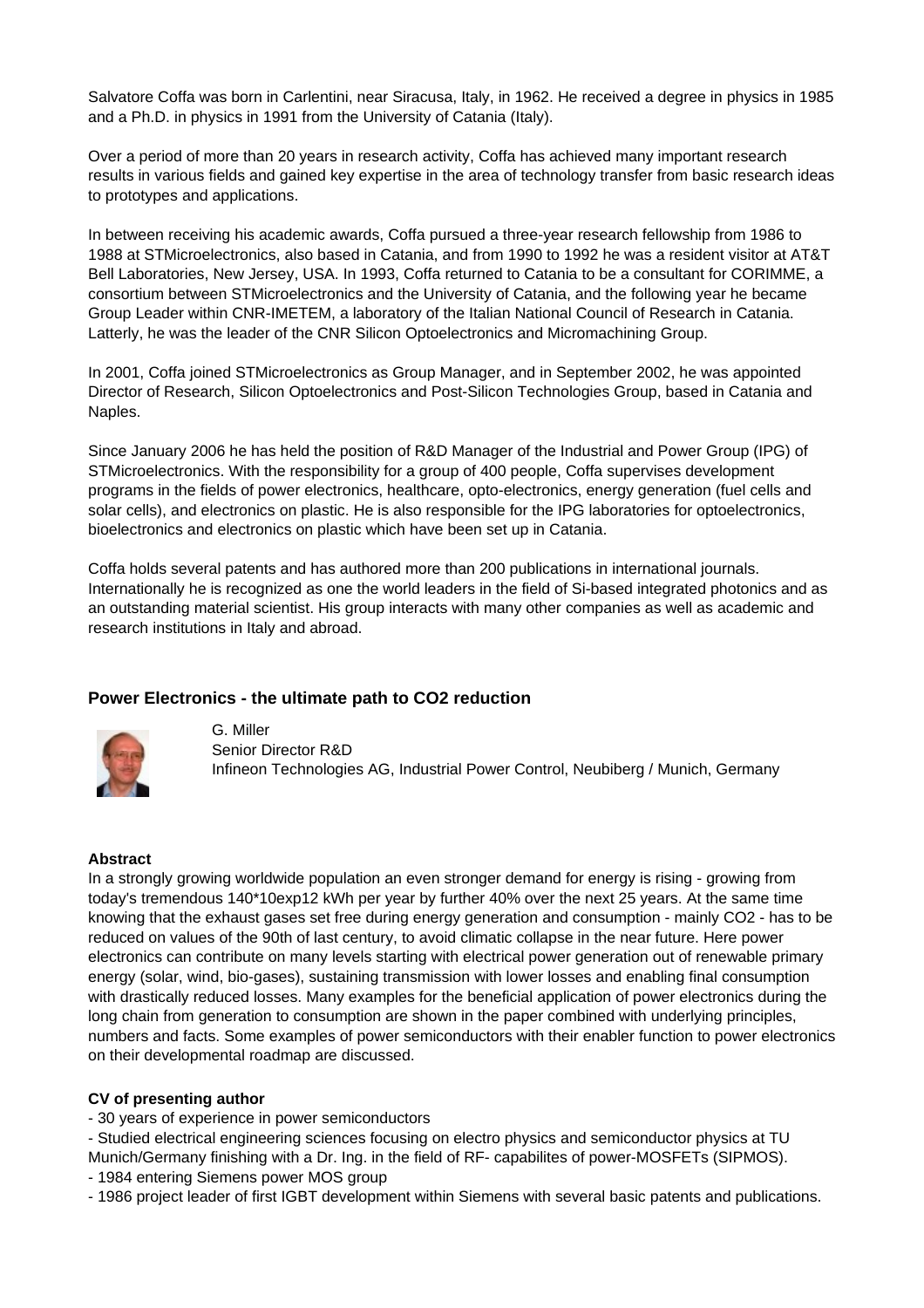Salvatore Coffa was born in Carlentini, near Siracusa, Italy, in 1962. He received a degree in physics in 1985 and a Ph.D. in physics in 1991 from the University of Catania (Italy).

Over a period of more than 20 years in research activity, Coffa has achieved many important research results in various fields and gained key expertise in the area of technology transfer from basic research ideas to prototypes and applications.

In between receiving his academic awards, Coffa pursued a three-year research fellowship from 1986 to 1988 at STMicroelectronics, also based in Catania, and from 1990 to 1992 he was a resident visitor at AT&T Bell Laboratories, New Jersey, USA. In 1993, Coffa returned to Catania to be a consultant for CORIMME, a consortium between STMicroelectronics and the University of Catania, and the following year he became Group Leader within CNR-IMETEM, a laboratory of the Italian National Council of Research in Catania. Latterly, he was the leader of the CNR Silicon Optoelectronics and Micromachining Group.

In 2001, Coffa joined STMicroelectronics as Group Manager, and in September 2002, he was appointed Director of Research, Silicon Optoelectronics and Post-Silicon Technologies Group, based in Catania and Naples.

Since January 2006 he has held the position of R&D Manager of the Industrial and Power Group (IPG) of STMicroelectronics. With the responsibility for a group of 400 people, Coffa supervises development programs in the fields of power electronics, healthcare, opto-electronics, energy generation (fuel cells and solar cells), and electronics on plastic. He is also responsible for the IPG laboratories for optoelectronics, bioelectronics and electronics on plastic which have been set up in Catania.

Coffa holds several patents and has authored more than 200 publications in international journals. Internationally he is recognized as one the world leaders in the field of Si-based integrated photonics and as an outstanding material scientist. His group interacts with many other companies as well as academic and research institutions in Italy and abroad.

## Power Electronics - the ultimate path to CO2 reduction

G. Miller
Senior Director R&D
Infineon Technologies AG, Industrial Power Control, Neubiberg / Munich, Germany

**Abstract**

In a strongly growing worldwide population an even stronger demand for energy is rising - growing from today's tremendous 140*10exp12 kWh per year by further 40% over the next 25 years. At the same time knowing that the exhaust gases set free during energy generation and consumption - mainly CO2 - has to be reduced on values of the 90th of last century, to avoid climatic collapse in the near future. Here power electronics can contribute on many levels starting with electrical power generation out of renewable primary energy (solar, wind, bio-gases), sustaining transmission with lower losses and enabling final consumption with drastically reduced losses. Many examples for the beneficial application of power electronics during the long chain from generation to consumption are shown in the paper combined with underlying principles, numbers and facts. Some examples of power semiconductors with their enabler function to power electronics on their developmental roadmap are discussed.

**CV of presenting author**

- 30 years of experience in power semiconductors
- Studied electrical engineering sciences focusing on electro physics and semiconductor physics at TU Munich/Germany finishing with a Dr. Ing. in the field of RF- capabilites of power-MOSFETs (SIPMOS).
- 1984 entering Siemens power MOS group
- 1986 project leader of first IGBT development within Siemens with several basic patents and publications.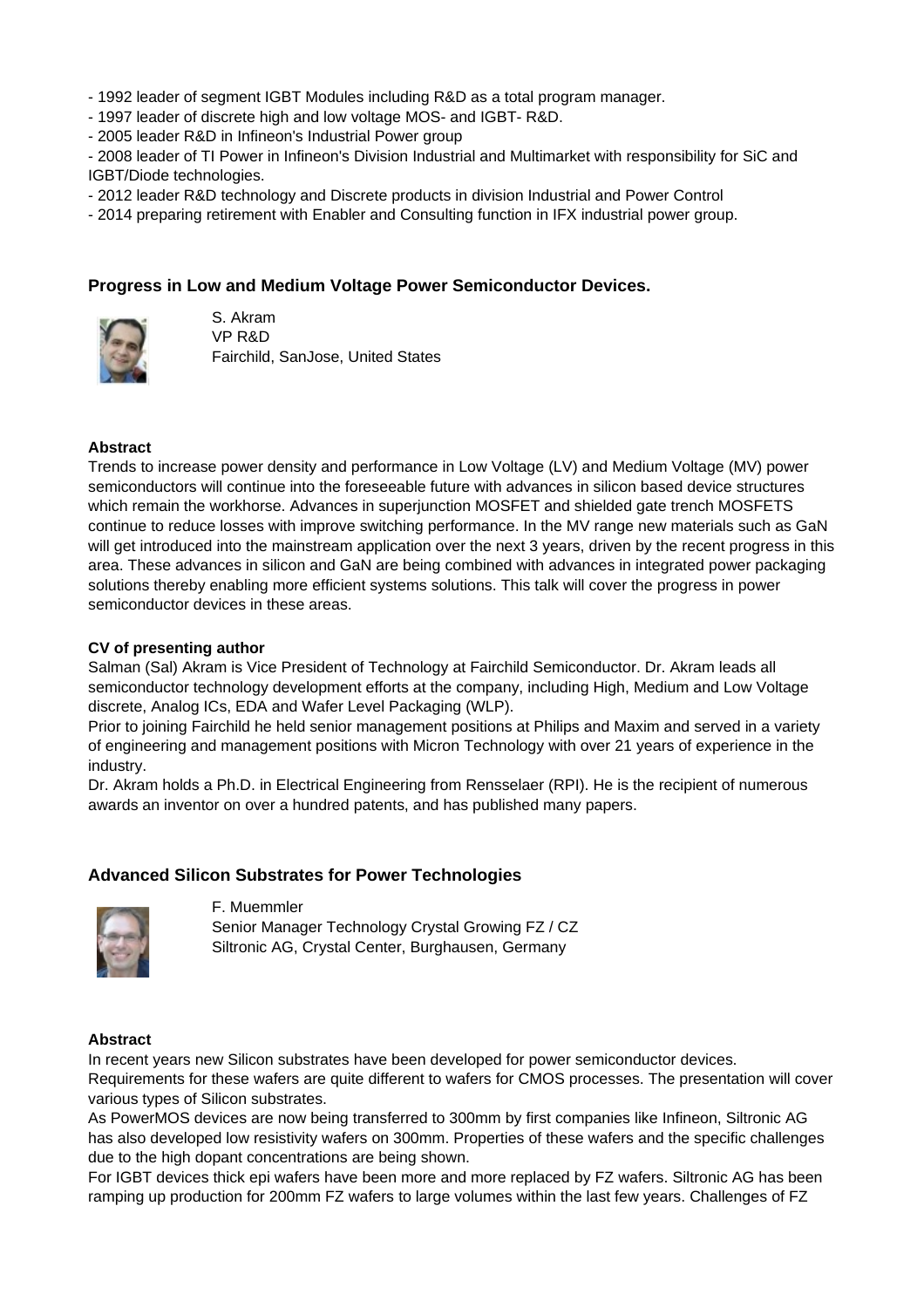- 1992 leader of segment IGBT Modules including R&D as a total program manager.
- 1997 leader of discrete high and low voltage MOS- and IGBT- R&D.
- 2005 leader R&D in Infineon's Industrial Power group
- 2008 leader of TI Power in Infineon's Division Industrial and Multimarket with responsibility for SiC and IGBT/Diode technologies.
- 2012 leader R&D technology and Discrete products in division Industrial and Power Control
- 2014 preparing retirement with Enabler and Consulting function in IFX industrial power group.

### Progress in Low and Medium Voltage Power Semiconductor Devices.

S. Akram
VP R&D
Fairchild, SanJose, United States

**Abstract**

Trends to increase power density and performance in Low Voltage (LV) and Medium Voltage (MV) power semiconductors will continue into the foreseeable future with advances in silicon based device structures which remain the workhorse. Advances in superjunction MOSFET and shielded gate trench MOSFETS continue to reduce losses with improve switching performance. In the MV range new materials such as GaN will get introduced into the mainstream application over the next 3 years, driven by the recent progress in this area. These advances in silicon and GaN are being combined with advances in integrated power packaging solutions thereby enabling more efficient systems solutions. This talk will cover the progress in power semiconductor devices in these areas.

**CV of presenting author**

Salman (Sal) Akram is Vice President of Technology at Fairchild Semiconductor. Dr. Akram leads all semiconductor technology development efforts at the company, including High, Medium and Low Voltage discrete, Analog ICs, EDA and Wafer Level Packaging (WLP).
Prior to joining Fairchild he held senior management positions at Philips and Maxim and served in a variety of engineering and management positions with Micron Technology with over 21 years of experience in the industry.
Dr. Akram holds a Ph.D. in Electrical Engineering from Rensselaer (RPI). He is the recipient of numerous awards an inventor on over a hundred patents, and has published many papers.

### Advanced Silicon Substrates for Power Technologies

F. Muemmler
Senior Manager Technology Crystal Growing FZ / CZ
Siltronic AG, Crystal Center, Burghausen, Germany

**Abstract**

In recent years new Silicon substrates have been developed for power semiconductor devices. Requirements for these wafers are quite different to wafers for CMOS processes. The presentation will cover various types of Silicon substrates.
As PowerMOS devices are now being transferred to 300mm by first companies like Infineon, Siltronic AG has also developed low resistivity wafers on 300mm. Properties of these wafers and the specific challenges due to the high dopant concentrations are being shown.
For IGBT devices thick epi wafers have been more and more replaced by FZ wafers. Siltronic AG has been ramping up production for 200mm FZ wafers to large volumes within the last few years. Challenges of FZ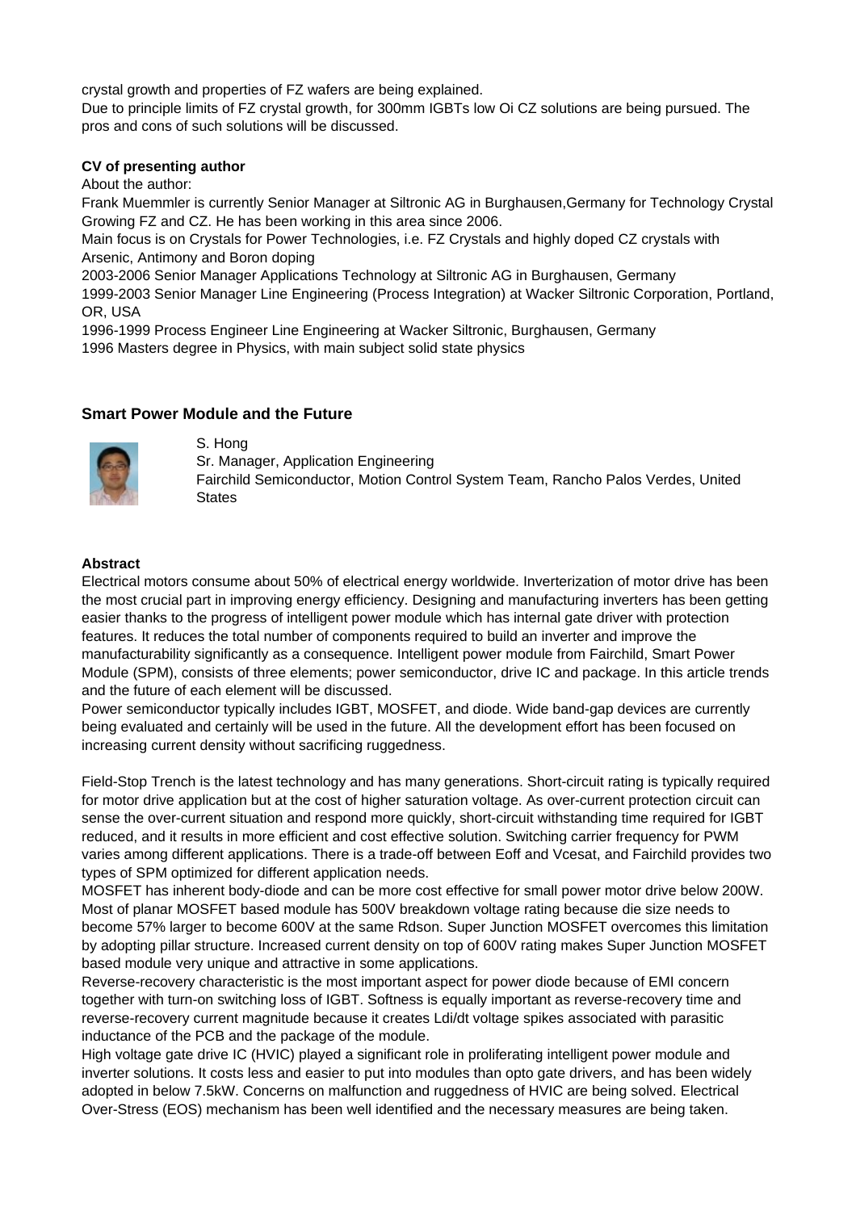crystal growth and properties of FZ wafers are being explained.
Due to principle limits of FZ crystal growth, for 300mm IGBTs low Oi CZ solutions are being pursued. The pros and cons of such solutions will be discussed.

**CV of presenting author**

About the author:
Frank Muemmler is currently Senior Manager at Siltronic AG in Burghausen,Germany for Technology Crystal Growing FZ and CZ. He has been working in this area since 2006.
Main focus is on Crystals for Power Technologies, i.e. FZ Crystals and highly doped CZ crystals with Arsenic, Antimony and Boron doping
2003-2006 Senior Manager Applications Technology at Siltronic AG in Burghausen, Germany
1999-2003 Senior Manager Line Engineering (Process Integration) at Wacker Siltronic Corporation, Portland, OR, USA
1996-1999 Process Engineer Line Engineering at Wacker Siltronic, Burghausen, Germany
1996 Masters degree in Physics, with main subject solid state physics

### Smart Power Module and the Future

S. Hong
Sr. Manager, Application Engineering
Fairchild Semiconductor, Motion Control System Team, Rancho Palos Verdes, United States

**Abstract**

Electrical motors consume about 50% of electrical energy worldwide. Inverterization of motor drive has been the most crucial part in improving energy efficiency. Designing and manufacturing inverters has been getting easier thanks to the progress of intelligent power module which has internal gate driver with protection features. It reduces the total number of components required to build an inverter and improve the manufacturability significantly as a consequence. Intelligent power module from Fairchild, Smart Power Module (SPM), consists of three elements; power semiconductor, drive IC and package. In this article trends and the future of each element will be discussed.
Power semiconductor typically includes IGBT, MOSFET, and diode. Wide band-gap devices are currently being evaluated and certainly will be used in the future. All the development effort has been focused on increasing current density without sacrificing ruggedness.

Field-Stop Trench is the latest technology and has many generations. Short-circuit rating is typically required for motor drive application but at the cost of higher saturation voltage. As over-current protection circuit can sense the over-current situation and respond more quickly, short-circuit withstanding time required for IGBT reduced, and it results in more efficient and cost effective solution. Switching carrier frequency for PWM varies among different applications. There is a trade-off between Eoff and Vcesat, and Fairchild provides two types of SPM optimized for different application needs.
MOSFET has inherent body-diode and can be more cost effective for small power motor drive below 200W. Most of planar MOSFET based module has 500V breakdown voltage rating because die size needs to become 57% larger to become 600V at the same Rdson. Super Junction MOSFET overcomes this limitation by adopting pillar structure. Increased current density on top of 600V rating makes Super Junction MOSFET based module very unique and attractive in some applications.
Reverse-recovery characteristic is the most important aspect for power diode because of EMI concern together with turn-on switching loss of IGBT. Softness is equally important as reverse-recovery time and reverse-recovery current magnitude because it creates Ldi/dt voltage spikes associated with parasitic inductance of the PCB and the package of the module.
High voltage gate drive IC (HVIC) played a significant role in proliferating intelligent power module and inverter solutions. It costs less and easier to put into modules than opto gate drivers, and has been widely adopted in below 7.5kW. Concerns on malfunction and ruggedness of HVIC are being solved. Electrical Over-Stress (EOS) mechanism has been well identified and the necessary measures are being taken.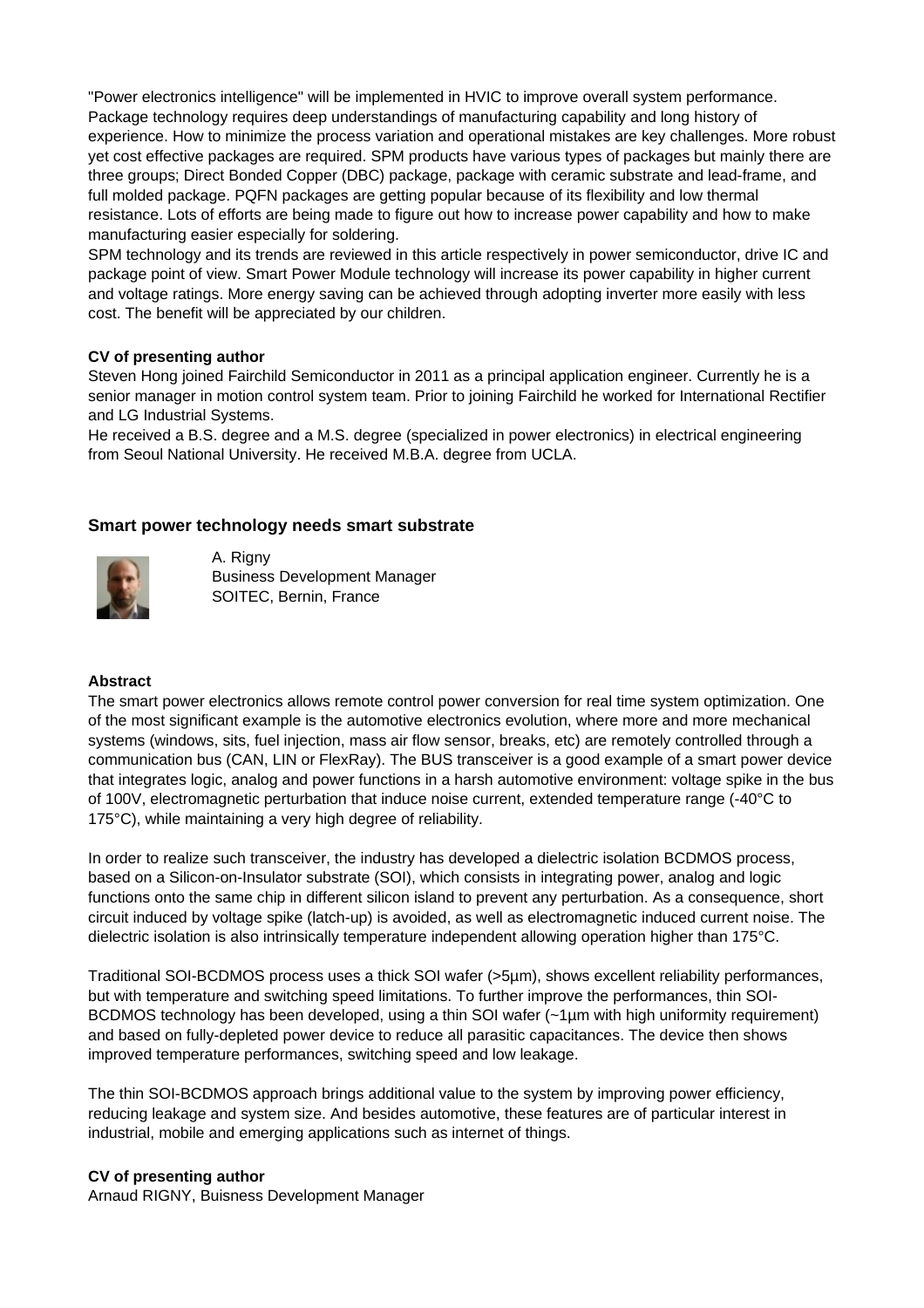"Power electronics intelligence" will be implemented in HVIC to improve overall system performance. Package technology requires deep understandings of manufacturing capability and long history of experience. How to minimize the process variation and operational mistakes are key challenges. More robust yet cost effective packages are required. SPM products have various types of packages but mainly there are three groups; Direct Bonded Copper (DBC) package, package with ceramic substrate and lead-frame, and full molded package. PQFN packages are getting popular because of its flexibility and low thermal resistance. Lots of efforts are being made to figure out how to increase power capability and how to make manufacturing easier especially for soldering.
SPM technology and its trends are reviewed in this article respectively in power semiconductor, drive IC and package point of view. Smart Power Module technology will increase its power capability in higher current and voltage ratings. More energy saving can be achieved through adopting inverter more easily with less cost. The benefit will be appreciated by our children.

**CV of presenting author**

Steven Hong joined Fairchild Semiconductor in 2011 as a principal application engineer. Currently he is a senior manager in motion control system team. Prior to joining Fairchild he worked for International Rectifier and LG Industrial Systems.
He received a B.S. degree and a M.S. degree (specialized in power electronics) in electrical engineering from Seoul National University. He received M.B.A. degree from UCLA.

### Smart power technology needs smart substrate

A. Rigny
Business Development Manager
SOITEC, Bernin, France

**Abstract**

The smart power electronics allows remote control power conversion for real time system optimization. One of the most significant example is the automotive electronics evolution, where more and more mechanical systems (windows, sits, fuel injection, mass air flow sensor, breaks, etc) are remotely controlled through a communication bus (CAN, LIN or FlexRay). The BUS transceiver is a good example of a smart power device that integrates logic, analog and power functions in a harsh automotive environment: voltage spike in the bus of 100V, electromagnetic perturbation that induce noise current, extended temperature range (-40°C to 175°C), while maintaining a very high degree of reliability.

In order to realize such transceiver, the industry has developed a dielectric isolation BCDMOS process, based on a Silicon-on-Insulator substrate (SOI), which consists in integrating power, analog and logic functions onto the same chip in different silicon island to prevent any perturbation. As a consequence, short circuit induced by voltage spike (latch-up) is avoided, as well as electromagnetic induced current noise. The dielectric isolation is also intrinsically temperature independent allowing operation higher than 175°C.

Traditional SOI-BCDMOS process uses a thick SOI wafer (>5µm), shows excellent reliability performances, but with temperature and switching speed limitations. To further improve the performances, thin SOI-BCDMOS technology has been developed, using a thin SOI wafer (~1µm with high uniformity requirement) and based on fully-depleted power device to reduce all parasitic capacitances. The device then shows improved temperature performances, switching speed and low leakage.

The thin SOI-BCDMOS approach brings additional value to the system by improving power efficiency, reducing leakage and system size. And besides automotive, these features are of particular interest in industrial, mobile and emerging applications such as internet of things.

**CV of presenting author**

Arnaud RIGNY, Buisness Development Manager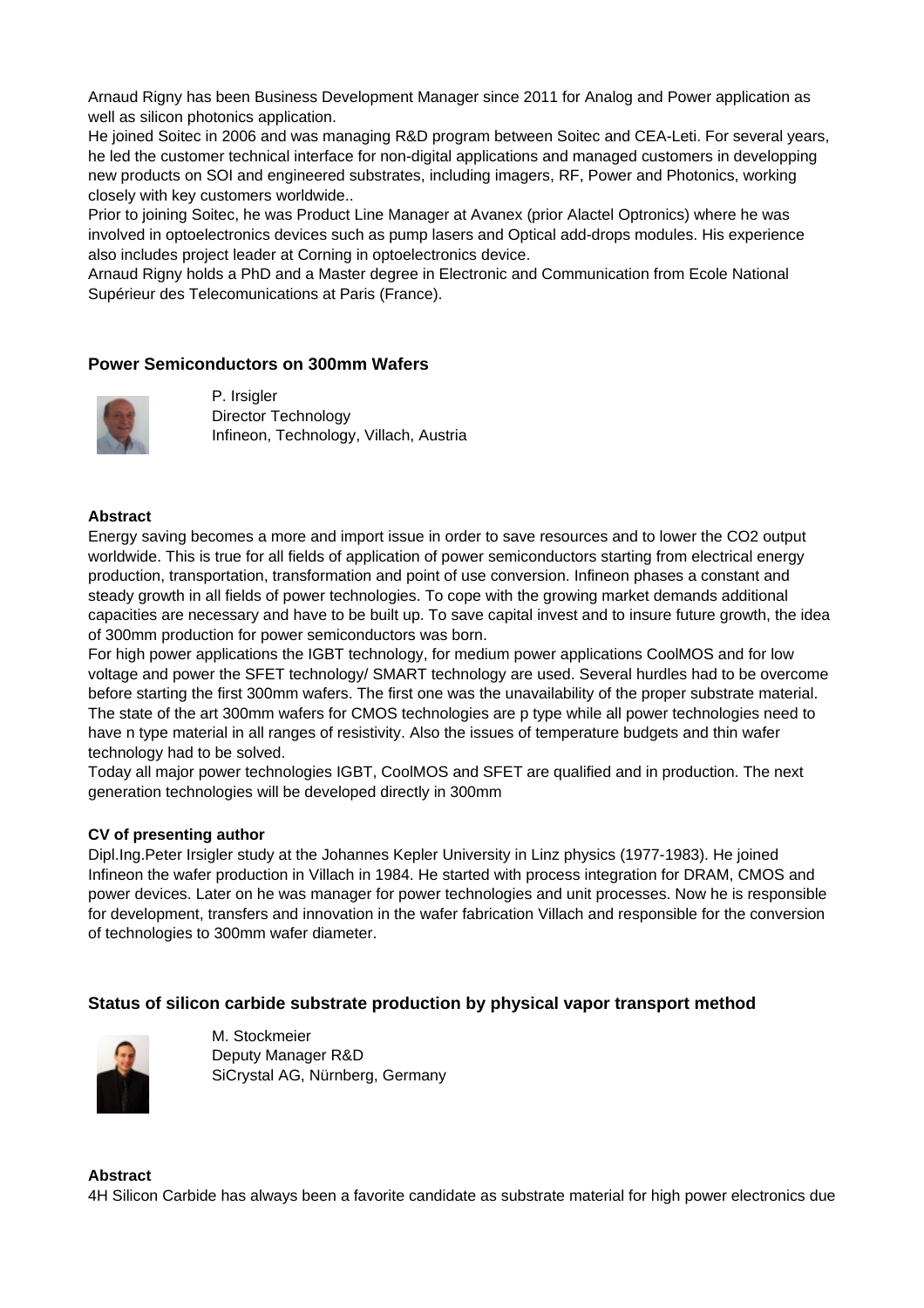Arnaud Rigny has been Business Development Manager since 2011 for Analog and Power application as well as silicon photonics application.
He joined Soitec in 2006 and was managing R&D program between Soitec and CEA-Leti. For several years, he led the customer technical interface for non-digital applications and managed customers in developping new products on SOI and engineered substrates, including imagers, RF, Power and Photonics, working closely with key customers worldwide..
Prior to joining Soitec, he was Product Line Manager at Avanex (prior Alactel Optronics) where he was involved in optoelectronics devices such as pump lasers and Optical add-drops modules. His experience also includes project leader at Corning in optoelectronics device.
Arnaud Rigny holds a PhD and a Master degree in Electronic and Communication from Ecole National Supérieur des Telecomunications at Paris (France).

### Power Semiconductors on 300mm Wafers

P. Irsigler
Director Technology
Infineon, Technology, Villach, Austria

**Abstract**

Energy saving becomes a more and import issue in order to save resources and to lower the CO2 output worldwide. This is true for all fields of application of power semiconductors starting from electrical energy production, transportation, transformation and point of use conversion. Infineon phases a constant and steady growth in all fields of power technologies. To cope with the growing market demands additional capacities are necessary and have to be built up. To save capital invest and to insure future growth, the idea of 300mm production for power semiconductors was born.
For high power applications the IGBT technology, for medium power applications CoolMOS and for low voltage and power the SFET technology/ SMART technology are used. Several hurdles had to be overcome before starting the first 300mm wafers. The first one was the unavailability of the proper substrate material. The state of the art 300mm wafers for CMOS technologies are p type while all power technologies need to have n type material in all ranges of resistivity. Also the issues of temperature budgets and thin wafer technology had to be solved.
Today all major power technologies IGBT, CoolMOS and SFET are qualified and in production. The next generation technologies will be developed directly in 300mm

**CV of presenting author**

Dipl.Ing.Peter Irsigler study at the Johannes Kepler University in Linz physics (1977-1983). He joined Infineon the wafer production in Villach in 1984. He started with process integration for DRAM, CMOS and power devices. Later on he was manager for power technologies and unit processes. Now he is responsible for development, transfers and innovation in the wafer fabrication Villach and responsible for the conversion of technologies to 300mm wafer diameter.

### Status of silicon carbide substrate production by physical vapor transport method

M. Stockmeier
Deputy Manager R&D
SiCrystal AG, Nürnberg, Germany

**Abstract**

4H Silicon Carbide has always been a favorite candidate as substrate material for high power electronics due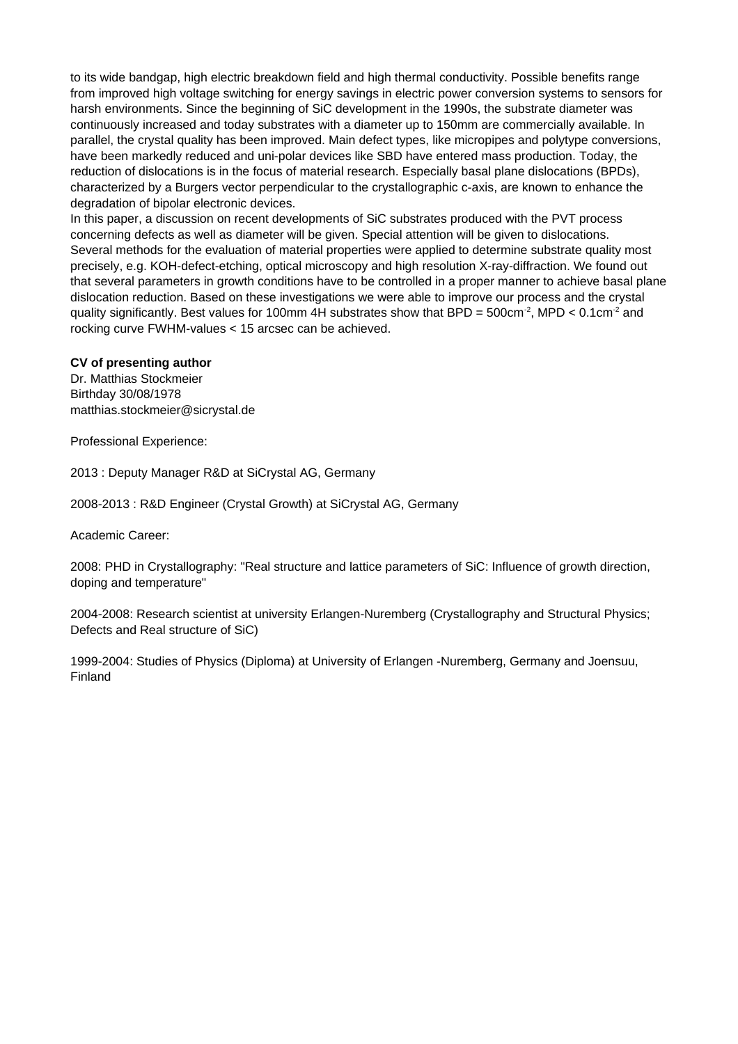to its wide bandgap, high electric breakdown field and high thermal conductivity. Possible benefits range from improved high voltage switching for energy savings in electric power conversion systems to sensors for harsh environments. Since the beginning of SiC development in the 1990s, the substrate diameter was continuously increased and today substrates with a diameter up to 150mm are commercially available. In parallel, the crystal quality has been improved. Main defect types, like micropipes and polytype conversions, have been markedly reduced and uni-polar devices like SBD have entered mass production. Today, the reduction of dislocations is in the focus of material research. Especially basal plane dislocations (BPDs), characterized by a Burgers vector perpendicular to the crystallographic c-axis, are known to enhance the degradation of bipolar electronic devices.
In this paper, a discussion on recent developments of SiC substrates produced with the PVT process concerning defects as well as diameter will be given. Special attention will be given to dislocations. Several methods for the evaluation of material properties were applied to determine substrate quality most precisely, e.g. KOH-defect-etching, optical microscopy and high resolution X-ray-diffraction. We found out that several parameters in growth conditions have to be controlled in a proper manner to achieve basal plane dislocation reduction. Based on these investigations we were able to improve our process and the crystal quality significantly. Best values for 100mm 4H substrates show that BPD = $500cm^{-2}$, MPD < $0.1cm^{-2}$ and rocking curve FWHM-values < 15 arcsec can be achieved.

**CV of presenting author**
Dr. Matthias Stockmeier
Birthday 30/08/1978
matthias.stockmeier@sicrystal.de

Professional Experience:

2013 : Deputy Manager R&D at SiCrystal AG, Germany

2008-2013 : R&D Engineer (Crystal Growth) at SiCrystal AG, Germany

Academic Career:

2008: PHD in Crystallography: "Real structure and lattice parameters of SiC: Influence of growth direction, doping and temperature"

2004-2008: Research scientist at university Erlangen-Nuremberg (Crystallography and Structural Physics; Defects and Real structure of SiC)

1999-2004: Studies of Physics (Diploma) at University of Erlangen -Nuremberg, Germany and Joensuu, Finland